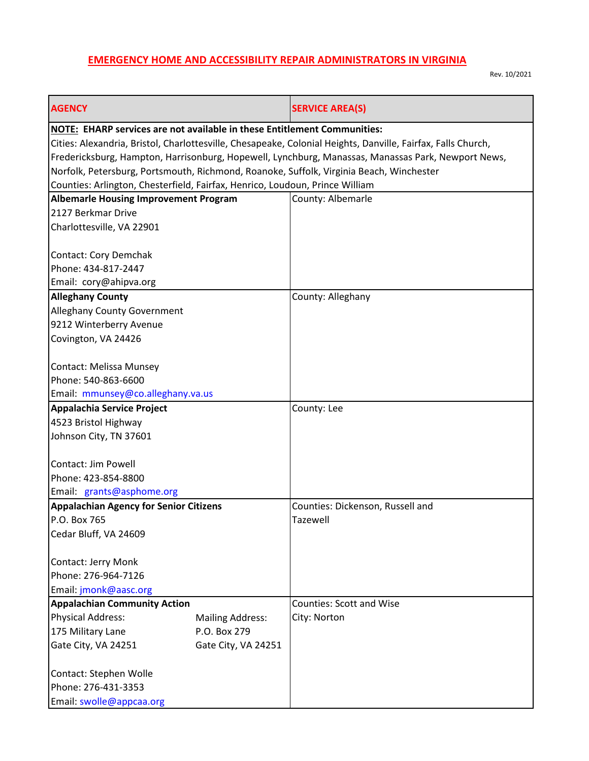# EMERGENCY HOME AND ACCESSIBILITY REPAIR ADMINISTRATORS IN VIRGINIA

Rev. 10/2021

| AGENCY | SERVICE AREA(S) |
|---|---|
| **NOTE: EHARP services are not available in these Entitlement Communities:**<br>Cities: Alexandria, Bristol, Charlottesville, Chesapeake, Colonial Heights, Danville, Fairfax, Falls Church, Fredericksburg, Hampton, Harrisonburg, Hopewell, Lynchburg, Manassas, Manassas Park, Newport News, Norfolk, Petersburg, Portsmouth, Richmond, Roanoke, Suffolk, Virginia Beach, Winchester<br>Counties: Arlington, Chesterfield, Fairfax, Henrico, Loudoun, Prince William | |
| **Albemarle Housing Improvement Program**<br>2127 Berkmar Drive<br>Charlottesville, VA 22901<br><br>Contact: Cory Demchak<br>Phone: 434-817-2447<br>Email: cory@ahipva.org | County: Albemarle |
| **Alleghany County**<br>Alleghany County Government<br>9212 Winterberry Avenue<br>Covington, VA 24426<br><br>Contact: Melissa Munsey<br>Phone: 540-863-6600<br>Email: mmunsey@co.alleghany.va.us | County: Alleghany |
| **Appalachia Service Project**<br>4523 Bristol Highway<br>Johnson City, TN 37601<br><br>Contact: Jim Powell<br>Phone: 423-854-8800<br>Email: grants@asphome.org | County: Lee |
| **Appalachian Agency for Senior Citizens**<br>P.O. Box 765<br>Cedar Bluff, VA 24609<br><br>Contact: Jerry Monk<br>Phone: 276-964-7126<br>Email: jmonk@aasc.org | Counties: Dickenson, Russell and Tazewell |
| **Appalachian Community Action**<br>Physical Address: 175 Military Lane, Gate City, VA 24251<br>Mailing Address: P.O. Box 279, Gate City, VA 24251<br><br>Contact: Stephen Wolle<br>Phone: 276-431-3353<br>Email: swolle@appcaa.org | Counties: Scott and Wise<br>City: Norton |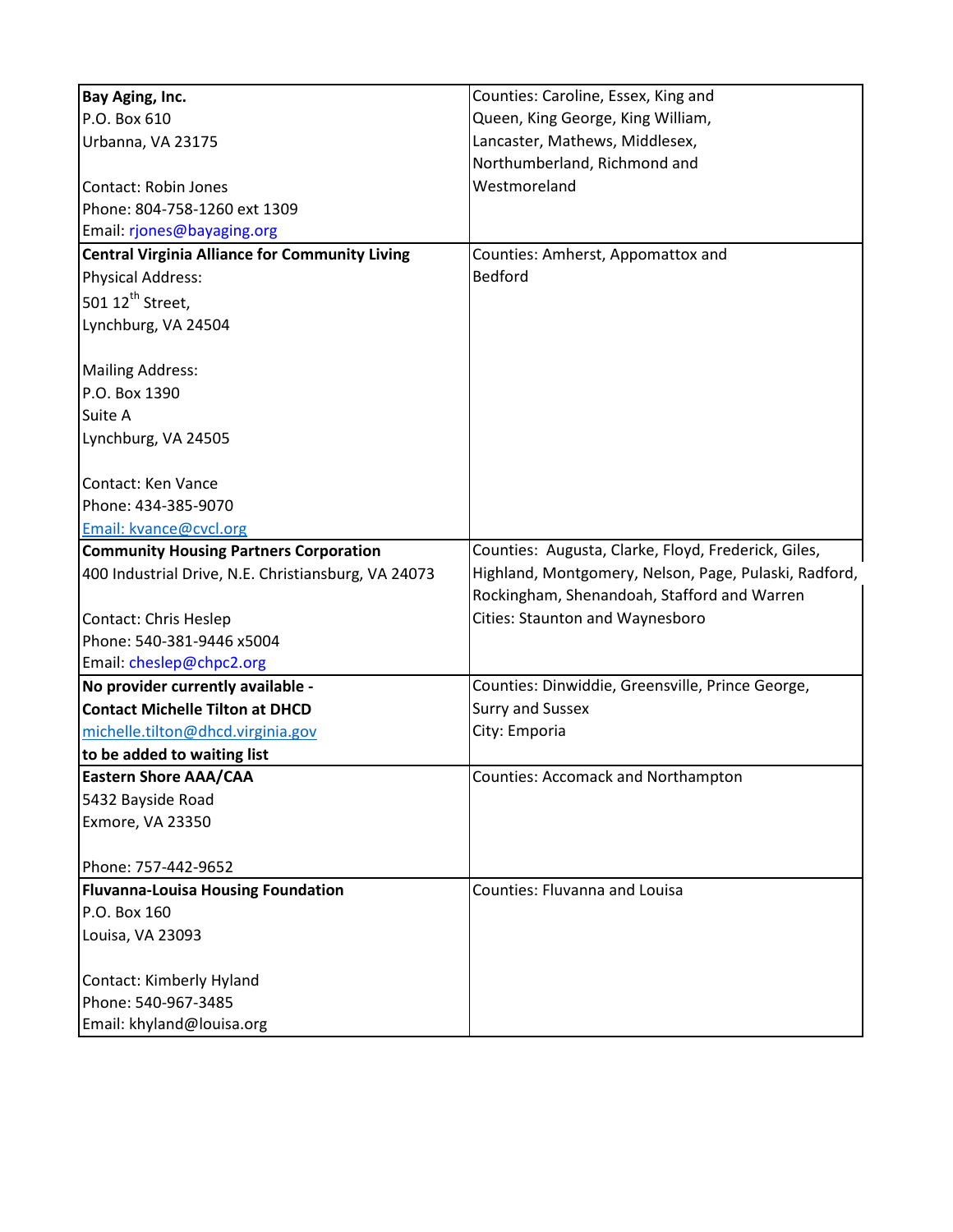| | |
|---|---|
| **Bay Aging, Inc.**<br>P.O. Box 610<br>Urbanna, VA 23175<br><br>Contact: Robin Jones<br>Phone: 804-758-1260 ext 1309<br>Email: rjones@bayaging.org | Counties: Caroline, Essex, King and Queen, King George, King William, Lancaster, Mathews, Middlesex, Northumberland, Richmond and Westmoreland |
| **Central Virginia Alliance for Community Living**<br>Physical Address:<br>501 12th Street,<br>Lynchburg, VA 24504<br><br>Mailing Address:<br>P.O. Box 1390<br>Suite A<br>Lynchburg, VA 24505<br><br>Contact: Ken Vance<br>Phone: 434-385-9070<br>Email: kvance@cvcl.org | Counties: Amherst, Appomattox and Bedford |
| **Community Housing Partners Corporation**<br>400 Industrial Drive, N.E. Christiansburg, VA 24073<br><br>Contact: Chris Heslep<br>Phone: 540-381-9446 x5004<br>Email: cheslep@chpc2.org | Counties: Augusta, Clarke, Floyd, Frederick, Giles, Highland, Montgomery, Nelson, Page, Pulaski, Radford, Rockingham, Shenandoah, Stafford and Warren<br>Cities: Staunton and Waynesboro |
| **No provider currently available -**<br>**Contact Michelle Tilton at DHCD**<br>michelle.tilton@dhcd.virginia.gov<br>**to be added to waiting list** | Counties: Dinwiddie, Greensville, Prince George, Surry and Sussex<br>City: Emporia |
| **Eastern Shore AAA/CAA**<br>5432 Bayside Road<br>Exmore, VA 23350<br><br>Phone: 757-442-9652 | Counties: Accomack and Northampton |
| **Fluvanna-Louisa Housing Foundation**<br>P.O. Box 160<br>Louisa, VA 23093<br><br>Contact: Kimberly Hyland<br>Phone: 540-967-3485<br>Email: khyland@louisa.org | Counties: Fluvanna and Louisa |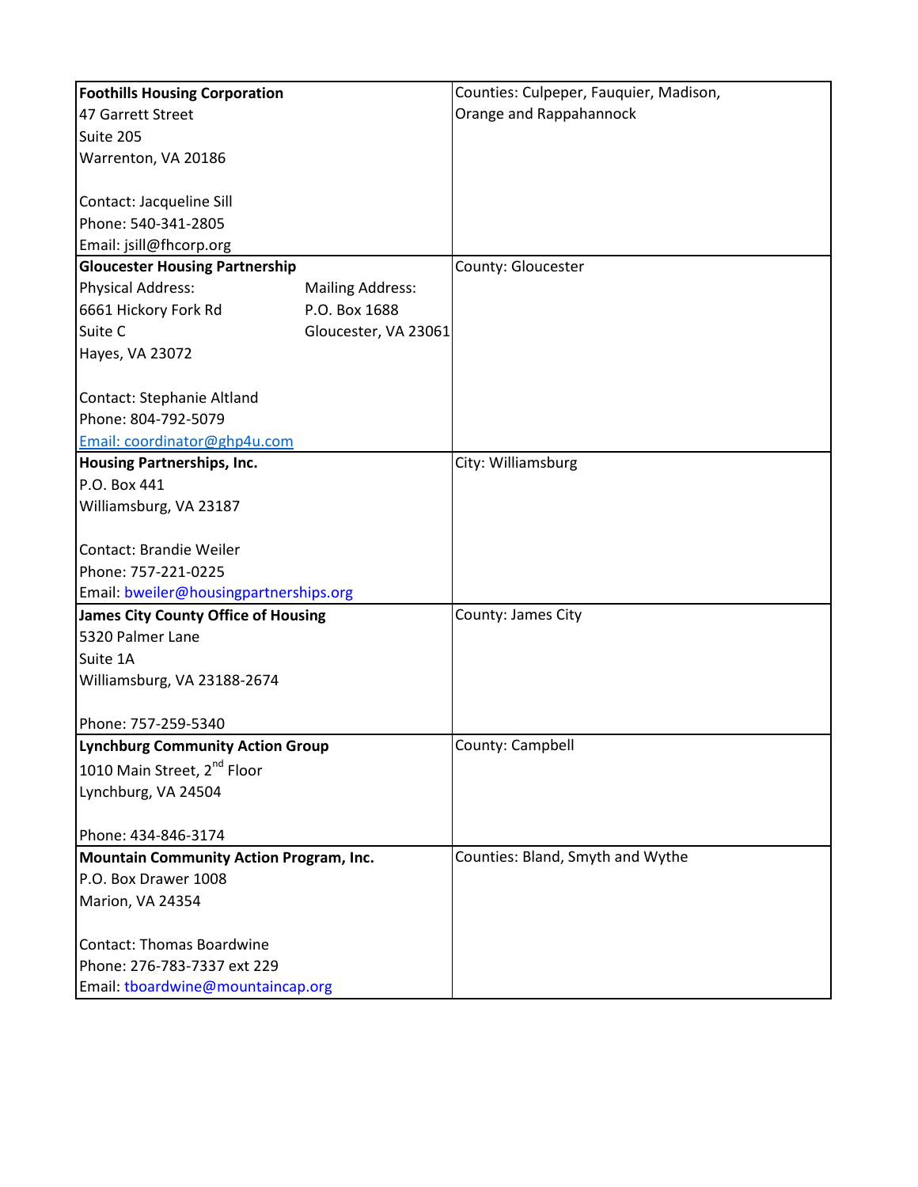| | |
|---|---|
| **Foothills Housing Corporation**<br>47 Garrett Street<br>Suite 205<br>Warrenton, VA 20186<br><br>Contact: Jacqueline Sill<br>Phone: 540-341-2805<br>Email: jsill@fhcorp.org | Counties: Culpeper, Fauquier, Madison, Orange and Rappahannock |
| **Gloucester Housing Partnership**<br>Physical Address:<br>6661 Hickory Fork Rd<br>Suite C<br>Hayes, VA 23072<br><br>Mailing Address:<br>P.O. Box 1688<br>Gloucester, VA 23061<br><br>Contact: Stephanie Altland<br>Phone: 804-792-5079<br>Email: coordinator@ghp4u.com | County: Gloucester |
| **Housing Partnerships, Inc.**<br>P.O. Box 441<br>Williamsburg, VA 23187<br><br>Contact: Brandie Weiler<br>Phone: 757-221-0225<br>Email: bweiler@housingpartnerships.org | City: Williamsburg |
| **James City County Office of Housing**<br>5320 Palmer Lane<br>Suite 1A<br>Williamsburg, VA 23188-2674<br><br>Phone: 757-259-5340 | County: James City |
| **Lynchburg Community Action Group**<br>1010 Main Street, 2nd Floor<br>Lynchburg, VA 24504<br><br>Phone: 434-846-3174 | County: Campbell |
| **Mountain Community Action Program, Inc.**<br>P.O. Box Drawer 1008<br>Marion, VA 24354<br><br>Contact: Thomas Boardwine<br>Phone: 276-783-7337 ext 229<br>Email: tboardwine@mountaincap.org | Counties: Bland, Smyth and Wythe |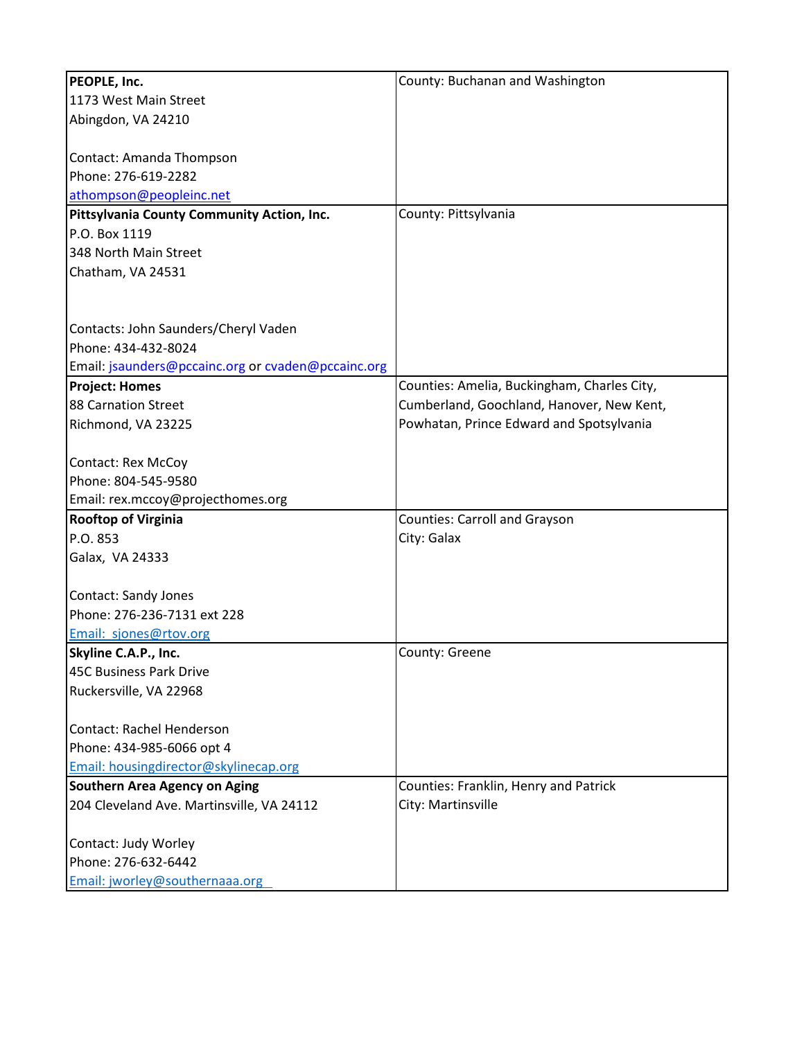| | |
|---|---|
| **PEOPLE, Inc.**<br>1173 West Main Street<br>Abingdon, VA 24210<br><br>Contact: Amanda Thompson<br>Phone: 276-619-2282<br>athompson@peopleinc.net | County: Buchanan and Washington |
| **Pittsylvania County Community Action, Inc.**<br>P.O. Box 1119<br>348 North Main Street<br>Chatham, VA 24531<br><br><br>Contacts: John Saunders/Cheryl Vaden<br>Phone: 434-432-8024<br>Email: jsaunders@pccainc.org or cvaden@pccainc.org | County: Pittsylvania |
| **Project: Homes**<br>88 Carnation Street<br>Richmond, VA 23225<br><br>Contact: Rex McCoy<br>Phone: 804-545-9580<br>Email: rex.mccoy@projecthomes.org | Counties: Amelia, Buckingham, Charles City, Cumberland, Goochland, Hanover, New Kent, Powhatan, Prince Edward and Spotsylvania |
| **Rooftop of Virginia**<br>P.O. 853<br>Galax, VA 24333<br><br>Contact: Sandy Jones<br>Phone: 276-236-7131 ext 228<br>Email: sjones@rtov.org | Counties: Carroll and Grayson<br>City: Galax |
| **Skyline C.A.P., Inc.**<br>45C Business Park Drive<br>Ruckersville, VA 22968<br><br>Contact: Rachel Henderson<br>Phone: 434-985-6066 opt 4<br>Email: housingdirector@skylinecap.org | County: Greene |
| **Southern Area Agency on Aging**<br>204 Cleveland Ave. Martinsville, VA 24112<br><br>Contact: Judy Worley<br>Phone: 276-632-6442<br>Email: jworley@southernaaa.org | Counties: Franklin, Henry and Patrick<br>City: Martinsville |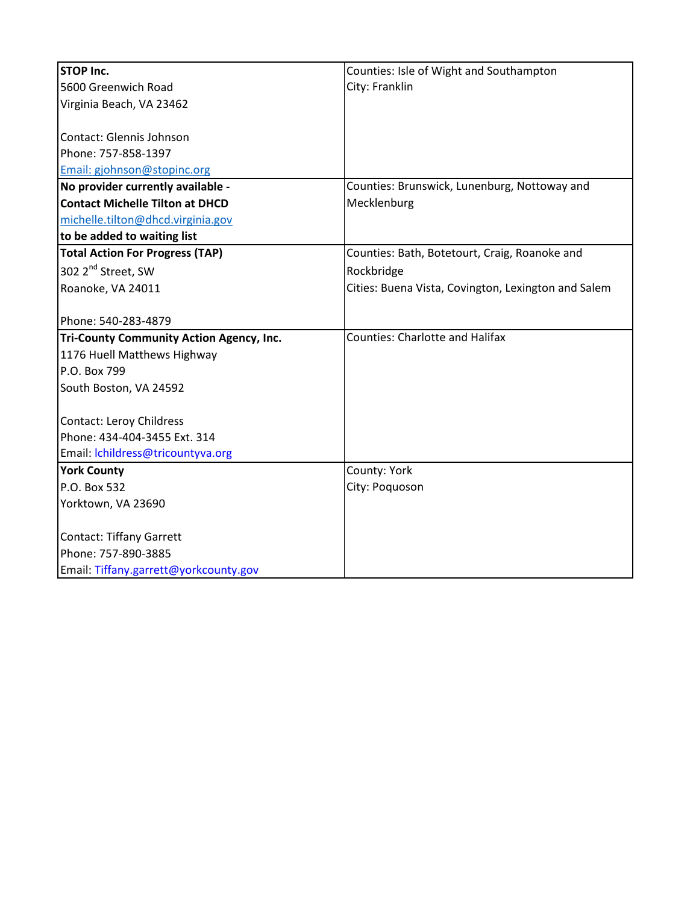| | |
|---|---|
| **STOP Inc.**<br>5600 Greenwich Road<br>Virginia Beach, VA 23462<br><br>Contact: Glennis Johnson<br>Phone: 757-858-1397<br>Email: gjohnson@stopinc.org | Counties: Isle of Wight and Southampton<br>City: Franklin |
| **No provider currently available -**<br>**Contact Michelle Tilton at DHCD**<br>michelle.tilton@dhcd.virginia.gov<br>**to be added to waiting list** | Counties: Brunswick, Lunenburg, Nottoway and Mecklenburg |
| **Total Action For Progress (TAP)**<br>302 2nd Street, SW<br>Roanoke, VA 24011<br><br>Phone: 540-283-4879 | Counties: Bath, Botetourt, Craig, Roanoke and Rockbridge<br>Cities: Buena Vista, Covington, Lexington and Salem |
| **Tri-County Community Action Agency, Inc.**<br>1176 Huell Matthews Highway<br>P.O. Box 799<br>South Boston, VA 24592<br><br>Contact: Leroy Childress<br>Phone: 434-404-3455 Ext. 314<br>Email: lchildress@tricountyva.org | Counties: Charlotte and Halifax |
| **York County**<br>P.O. Box 532<br>Yorktown, VA 23690<br><br>Contact: Tiffany Garrett<br>Phone: 757-890-3885<br>Email: Tiffany.garrett@yorkcounty.gov | County: York<br>City: Poquoson |